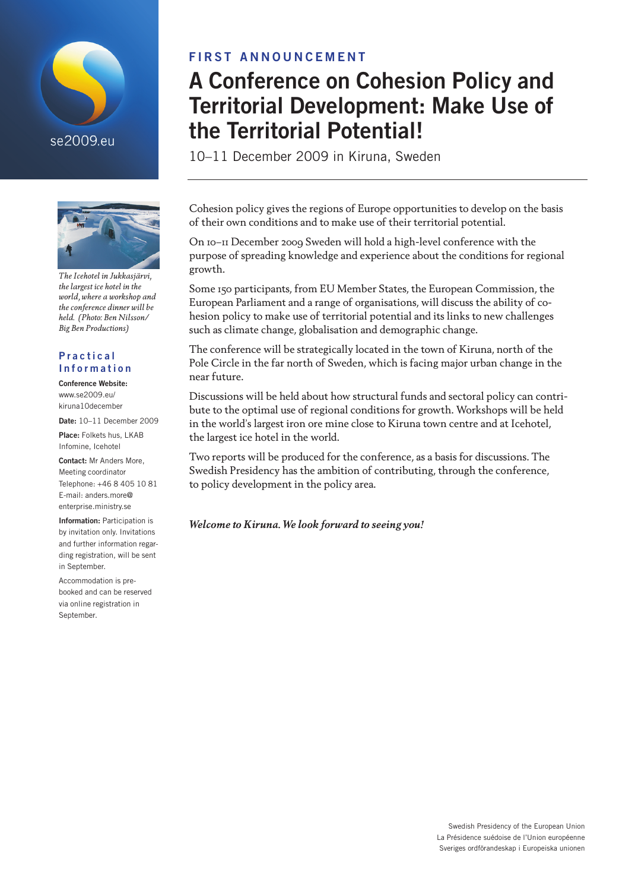se2009.eu

FIRST ANNOUNCEMENT

# A Conference on Cohesion Policy and Territorial Development: Make Use of the Territorial Potential!

10–11 December 2009 in Kiruna, Sweden

Cohesion policy gives the regions of Europe opportunities to develop on the basis of their own conditions and to make use of their territorial potential.

On 10–11 December 2009 Sweden will hold a high-level conference with the purpose of spreading knowledge and experience about the conditions for regional growth.

Some 150 participants, from EU Member States, the European Commission, the European Parliament and a range of organisations, will discuss the ability of cohesion policy to make use of territorial potential and its links to new challenges such as climate change, globalisation and demographic change.

The conference will be strategically located in the town of Kiruna, north of the Pole Circle in the far north of Sweden, which is facing major urban change in the near future.

Discussions will be held about how structural funds and sectoral policy can contribute to the optimal use of regional conditions for growth. Workshops will be held in the world's largest iron ore mine close to Kiruna town centre and at Icehotel, the largest ice hotel in the world.

Two reports will be produced for the conference, as a basis for discussions. The Swedish Presidency has the ambition of contributing, through the conference, to policy development in the policy area.

***Welcome to Kiruna. We look forward to seeing you!***

*The Icehotel in Jukkasjärvi, the largest ice hotel in the world, where a workshop and the conference dinner will be held. (Photo: Ben Nilsson/ Big Ben Productions)*

## Practical Information

**Conference Website:** www.se2009.eu/kiruna10december

**Date:** 10–11 December 2009

**Place:** Folkets hus, LKAB Infomine, Icehotel

**Contact:** Mr Anders More, Meeting coordinator
Telephone: +46 8 405 10 81
E-mail: anders.more@enterprise.ministry.se

**Information:** Participation is by invitation only. Invitations and further information regarding registration, will be sent in September.

Accommodation is pre-booked and can be reserved via online registration in September.

Swedish Presidency of the European Union
La Présidence suédoise de l'Union européenne
Sveriges ordförandeskap i Europeiska unionen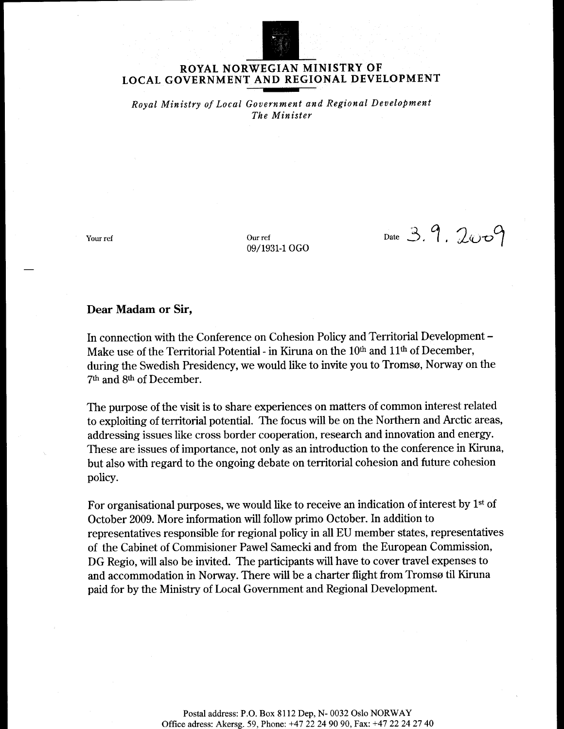# ROYAL NORWEGIAN MINISTRY OF LOCAL GOVERNMENT AND REGIONAL DEVELOPMENT

*Royal Ministry of Local Government and Regional Development*
*The Minister*

Your ref

Our ref 09/1931-1 OGO

Date 3. 9. 2009

**Dear Madam or Sir,**

In connection with the Conference on Cohesion Policy and Territorial Development – Make use of the Territorial Potential - in Kiruna on the 10th and 11th of December, during the Swedish Presidency, we would like to invite you to Tromsø, Norway on the 7th and 8th of December.

The purpose of the visit is to share experiences on matters of common interest related to exploiting of territorial potential. The focus will be on the Northern and Arctic areas, addressing issues like cross border cooperation, research and innovation and energy. These are issues of importance, not only as an introduction to the conference in Kiruna, but also with regard to the ongoing debate on territorial cohesion and future cohesion policy.

For organisational purposes, we would like to receive an indication of interest by 1st of October 2009. More information will follow primo October. In addition to representatives responsible for regional policy in all EU member states, representatives of the Cabinet of Commisioner Pawel Samecki and from the European Commission, DG Regio, will also be invited. The participants will have to cover travel expenses to and accommodation in Norway. There will be a charter flight from Tromsø til Kiruna paid for by the Ministry of Local Government and Regional Development.

Postal address: P.O. Box 8112 Dep, N- 0032 Oslo NORWAY
Office adress: Akersg. 59, Phone: +47 22 24 90 90, Fax: +47 22 24 27 40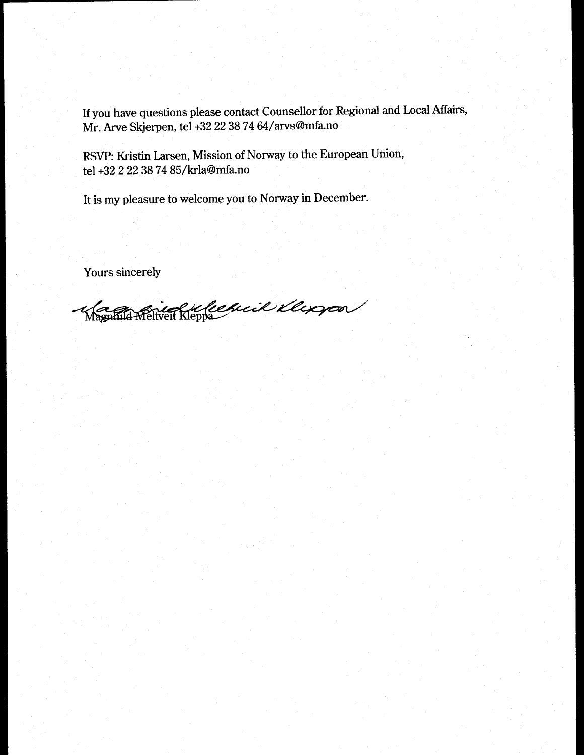If you have questions please contact Counsellor for Regional and Local Affairs, Mr. Arve Skjerpen, tel +32 22 38 74 64/arvs@mfa.no

RSVP: Kristin Larsen, Mission of Norway to the European Union, tel +32 2 22 38 74 85/krla@mfa.no

It is my pleasure to welcome you to Norway in December.

Yours sincerely

Magnhild Meltveit Kleppa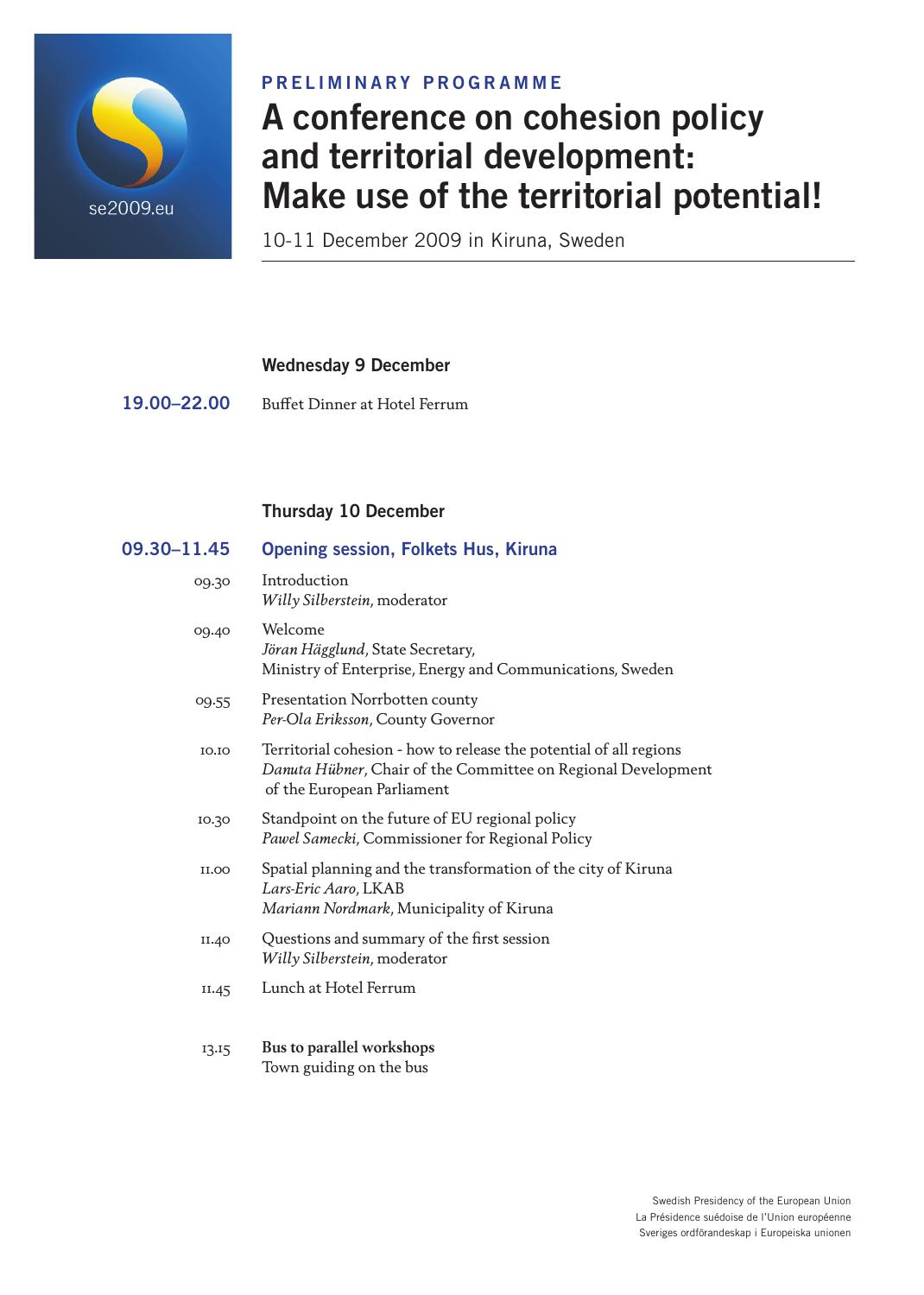se2009.eu

**PRELIMINARY PROGRAMME**

# A conference on cohesion policy and territorial development: Make use of the territorial potential!

10-11 December 2009 in Kiruna, Sweden

## Wednesday 9 December

**19.00–22.00** Buffet Dinner at Hotel Ferrum

## Thursday 10 December

### 09.30–11.45 Opening session, Folkets Hus, Kiruna

09.30 Introduction
*Willy Silberstein*, moderator

09.40 Welcome
*Jöran Hägglund*, State Secretary,
Ministry of Enterprise, Energy and Communications, Sweden

09.55 Presentation Norrbotten county
*Per-Ola Eriksson*, County Governor

10.10 Territorial cohesion - how to release the potential of all regions
*Danuta Hübner*, Chair of the Committee on Regional Development of the European Parliament

10.30 Standpoint on the future of EU regional policy
*Pawel Samecki*, Commissioner for Regional Policy

11.00 Spatial planning and the transformation of the city of Kiruna
*Lars-Eric Aaro*, LKAB
*Mariann Nordmark*, Municipality of Kiruna

11.40 Questions and summary of the first session
*Willy Silberstein*, moderator

11.45 Lunch at Hotel Ferrum

13.15 **Bus to parallel workshops**
Town guiding on the bus

Swedish Presidency of the European Union
La Présidence suédoise de l'Union européenne
Sveriges ordförandeskap i Europeiska unionen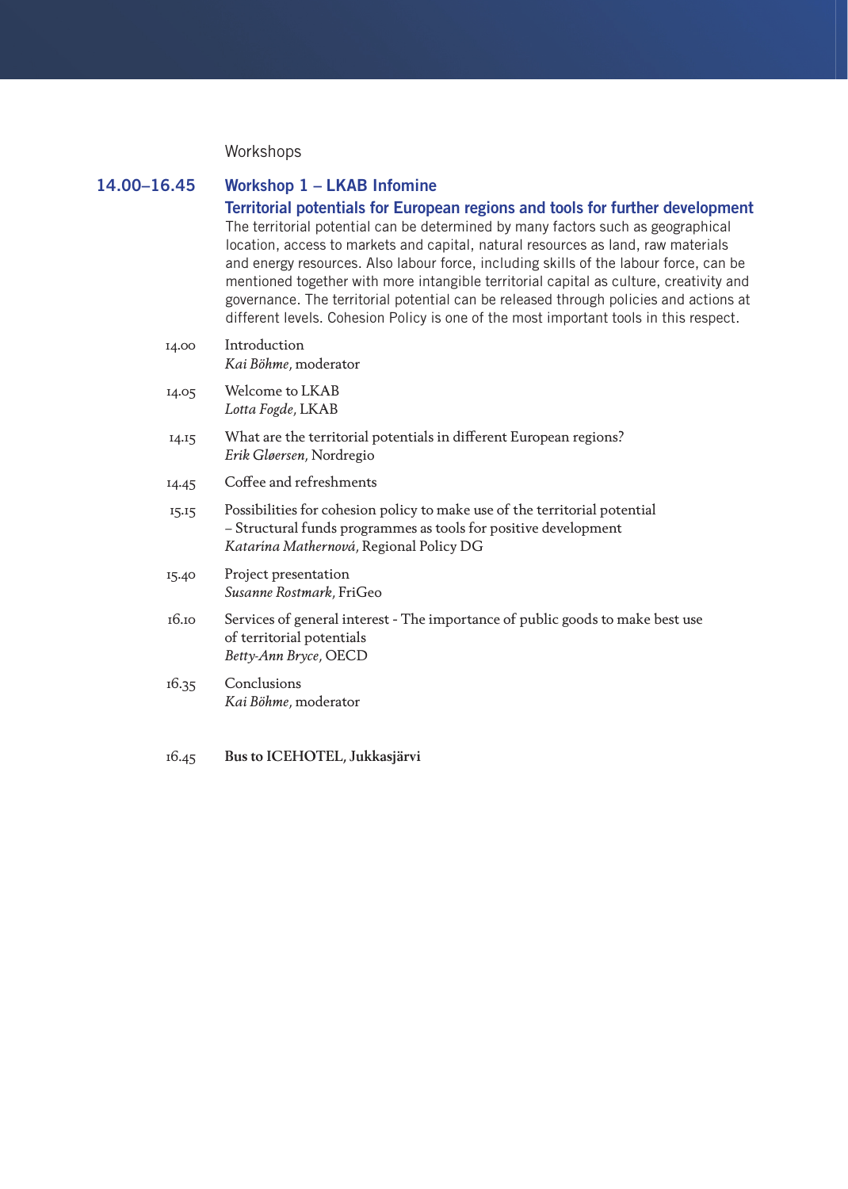Workshops

## 14.00–16.45 Workshop 1 – LKAB Infomine

### Territorial potentials for European regions and tools for further development

The territorial potential can be determined by many factors such as geographical location, access to markets and capital, natural resources as land, raw materials and energy resources. Also labour force, including skills of the labour force, can be mentioned together with more intangible territorial capital as culture, creativity and governance. The territorial potential can be released through policies and actions at different levels. Cohesion Policy is one of the most important tools in this respect.

14.00 Introduction
*Kai Böhme*, moderator

14.05 Welcome to LKAB
*Lotta Fogde*, LKAB

14.15 What are the territorial potentials in different European regions?
*Erik Gløersen*, Nordregio

14.45 Coffee and refreshments

15.15 Possibilities for cohesion policy to make use of the territorial potential
– Structural funds programmes as tools for positive development
*Katarina Mathernová*, Regional Policy DG

15.40 Project presentation
*Susanne Rostmark*, FriGeo

16.10 Services of general interest - The importance of public goods to make best use of territorial potentials
*Betty-Ann Bryce*, OECD

16.35 Conclusions
*Kai Böhme*, moderator

16.45 **Bus to ICEHOTEL, Jukkasjärvi**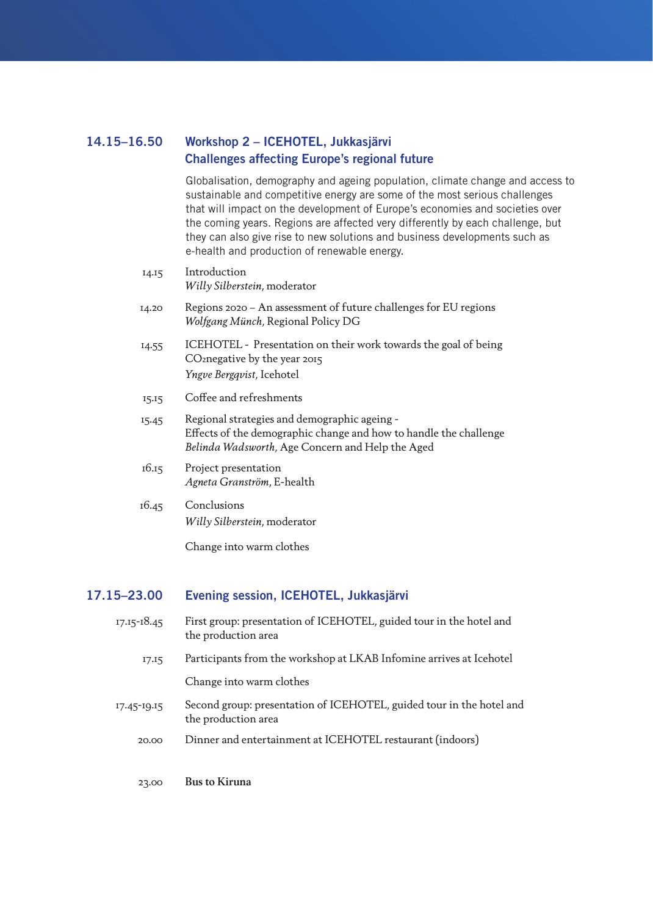## 14.15–16.50 Workshop 2 – ICEHOTEL, Jukkasjärvi
## Challenges affecting Europe's regional future

Globalisation, demography and ageing population, climate change and access to sustainable and competitive energy are some of the most serious challenges that will impact on the development of Europe's economies and societies over the coming years. Regions are affected very differently by each challenge, but they can also give rise to new solutions and business developments such as e-health and production of renewable energy.

14.15 Introduction
*Willy Silberstein*, moderator

14.20 Regions 2020 – An assessment of future challenges for EU regions
*Wolfgang Münch*, Regional Policy DG

14.55 ICEHOTEL - Presentation on their work towards the goal of being $CO_2$negative by the year 2015
*Yngve Bergqvist*, Icehotel

15.15 Coffee and refreshments

15.45 Regional strategies and demographic ageing -
Effects of the demographic change and how to handle the challenge
*Belinda Wadsworth*, Age Concern and Help the Aged

16.15 Project presentation
*Agneta Granström*, E-health

16.45 Conclusions
*Willy Silberstein*, moderator

Change into warm clothes

## 17.15–23.00 Evening session, ICEHOTEL, Jukkasjärvi

17.15-18.45 First group: presentation of ICEHOTEL, guided tour in the hotel and the production area

17.15 Participants from the workshop at LKAB Infomine arrives at Icehotel

Change into warm clothes

17.45-19.15 Second group: presentation of ICEHOTEL, guided tour in the hotel and the production area

20.00 Dinner and entertainment at ICEHOTEL restaurant (indoors)

23.00 **Bus to Kiruna**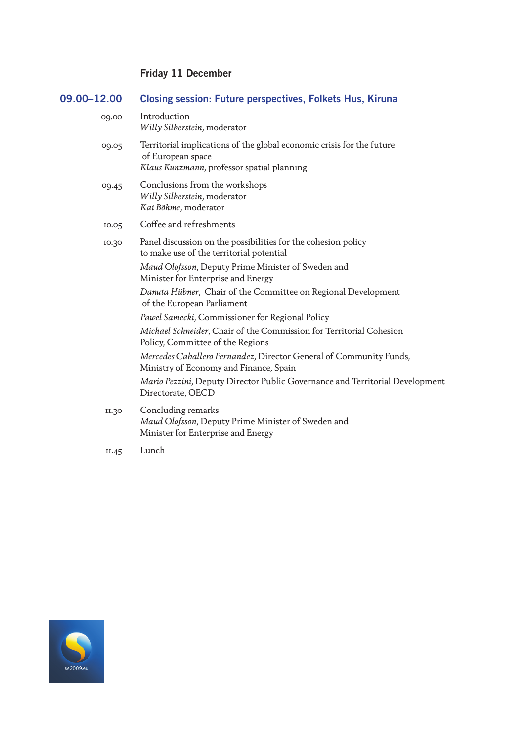## Friday 11 December

### 09.00–12.00 Closing session: Future perspectives, Folkets Hus, Kiruna

09.00 Introduction
*Willy Silberstein*, moderator

09.05 Territorial implications of the global economic crisis for the future of European space
*Klaus Kunzmann*, professor spatial planning

09.45 Conclusions from the workshops
*Willy Silberstein*, moderator
*Kai Böhme*, moderator

10.05 Coffee and refreshments

10.30 Panel discussion on the possibilities for the cohesion policy to make use of the territorial potential

*Maud Olofsson*, Deputy Prime Minister of Sweden and Minister for Enterprise and Energy

*Danuta Hübner*, Chair of the Committee on Regional Development of the European Parliament

*Pawel Samecki*, Commissioner for Regional Policy

*Michael Schneider*, Chair of the Commission for Territorial Cohesion Policy, Committee of the Regions

*Mercedes Caballero Fernandez*, Director General of Community Funds, Ministry of Economy and Finance, Spain

*Mario Pezzini*, Deputy Director Public Governance and Territorial Development Directorate, OECD

11.30 Concluding remarks
*Maud Olofsson*, Deputy Prime Minister of Sweden and Minister for Enterprise and Energy

11.45 Lunch

se2009.eu